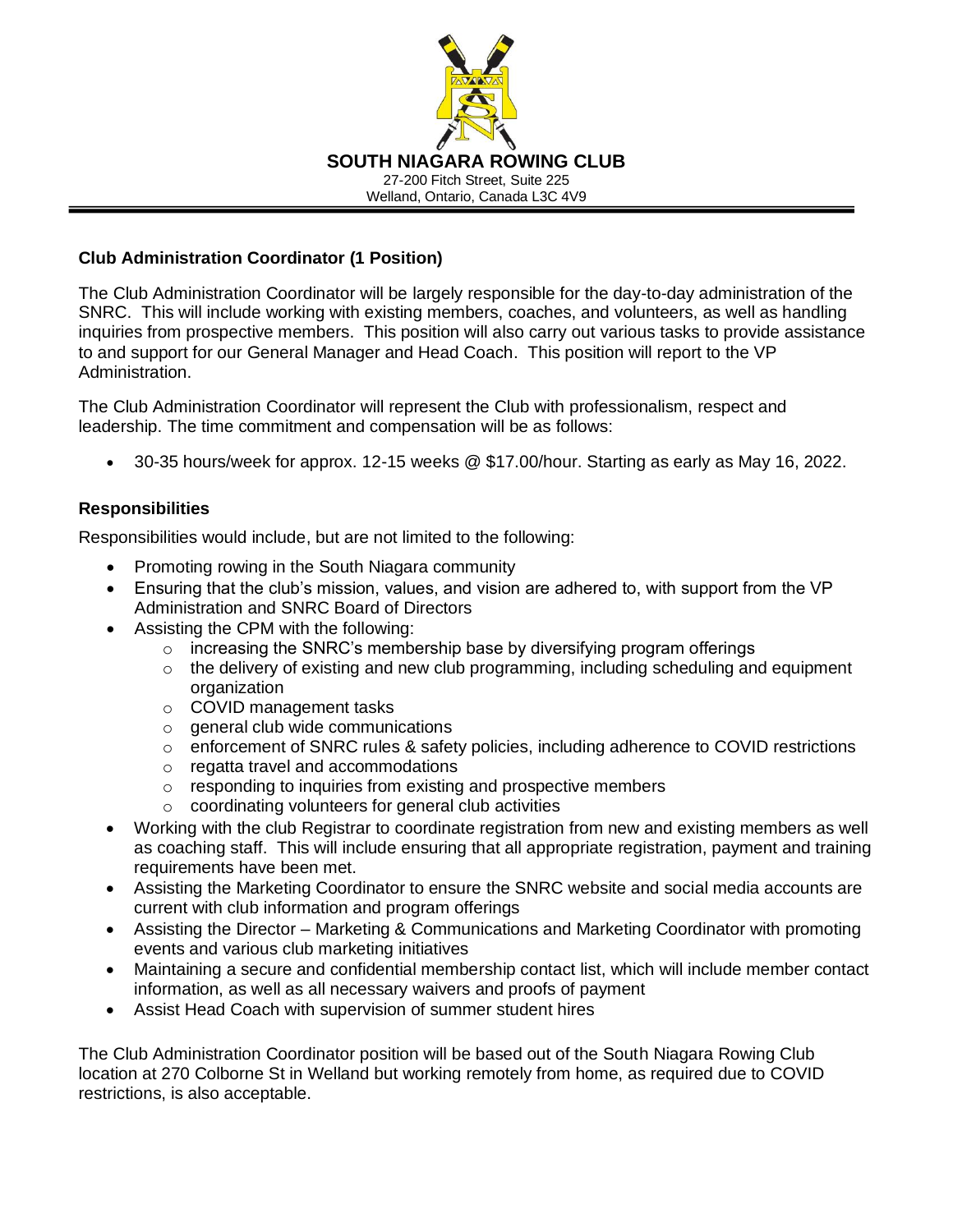**SOUTH NIAGARA ROWING CLUB**
27-200 Fitch Street, Suite 225
Welland, Ontario, Canada L3C 4V9

### Club Administration Coordinator (1 Position)

The Club Administration Coordinator will be largely responsible for the day-to-day administration of the SNRC. This will include working with existing members, coaches, and volunteers, as well as handling inquiries from prospective members. This position will also carry out various tasks to provide assistance to and support for our General Manager and Head Coach. This position will report to the VP Administration.

The Club Administration Coordinator will represent the Club with professionalism, respect and leadership. The time commitment and compensation will be as follows:

- 30-35 hours/week for approx. 12-15 weeks @ $17.00/hour. Starting as early as May 16, 2022.

### Responsibilities

Responsibilities would include, but are not limited to the following:

- Promoting rowing in the South Niagara community
- Ensuring that the club's mission, values, and vision are adhered to, with support from the VP Administration and SNRC Board of Directors
- Assisting the CPM with the following:
  - increasing the SNRC's membership base by diversifying program offerings
  - the delivery of existing and new club programming, including scheduling and equipment organization
  - COVID management tasks
  - general club wide communications
  - enforcement of SNRC rules & safety policies, including adherence to COVID restrictions
  - regatta travel and accommodations
  - responding to inquiries from existing and prospective members
  - coordinating volunteers for general club activities
- Working with the club Registrar to coordinate registration from new and existing members as well as coaching staff. This will include ensuring that all appropriate registration, payment and training requirements have been met.
- Assisting the Marketing Coordinator to ensure the SNRC website and social media accounts are current with club information and program offerings
- Assisting the Director – Marketing & Communications and Marketing Coordinator with promoting events and various club marketing initiatives
- Maintaining a secure and confidential membership contact list, which will include member contact information, as well as all necessary waivers and proofs of payment
- Assist Head Coach with supervision of summer student hires

The Club Administration Coordinator position will be based out of the South Niagara Rowing Club location at 270 Colborne St in Welland but working remotely from home, as required due to COVID restrictions, is also acceptable.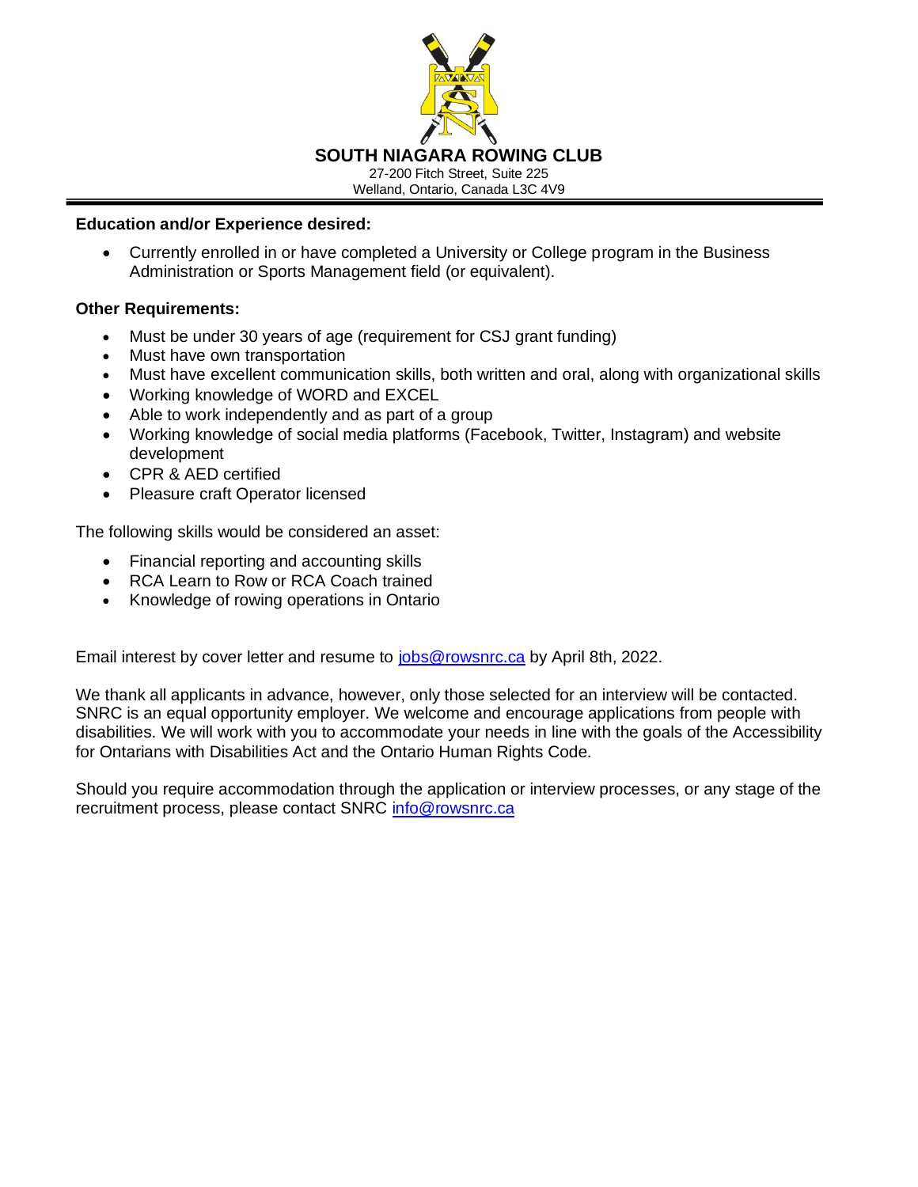**SOUTH NIAGARA ROWING CLUB**
27-200 Fitch Street, Suite 225
Welland, Ontario, Canada L3C 4V9

**Education and/or Experience desired:**

- Currently enrolled in or have completed a University or College program in the Business Administration or Sports Management field (or equivalent).

**Other Requirements:**

- Must be under 30 years of age (requirement for CSJ grant funding)
- Must have own transportation
- Must have excellent communication skills, both written and oral, along with organizational skills
- Working knowledge of WORD and EXCEL
- Able to work independently and as part of a group
- Working knowledge of social media platforms (Facebook, Twitter, Instagram) and website development
- CPR & AED certified
- Pleasure craft Operator licensed

The following skills would be considered an asset:

- Financial reporting and accounting skills
- RCA Learn to Row or RCA Coach trained
- Knowledge of rowing operations in Ontario

Email interest by cover letter and resume to jobs@rowsnrc.ca by April 8th, 2022.

We thank all applicants in advance, however, only those selected for an interview will be contacted. SNRC is an equal opportunity employer. We welcome and encourage applications from people with disabilities. We will work with you to accommodate your needs in line with the goals of the Accessibility for Ontarians with Disabilities Act and the Ontario Human Rights Code.

Should you require accommodation through the application or interview processes, or any stage of the recruitment process, please contact SNRC info@rowsnrc.ca